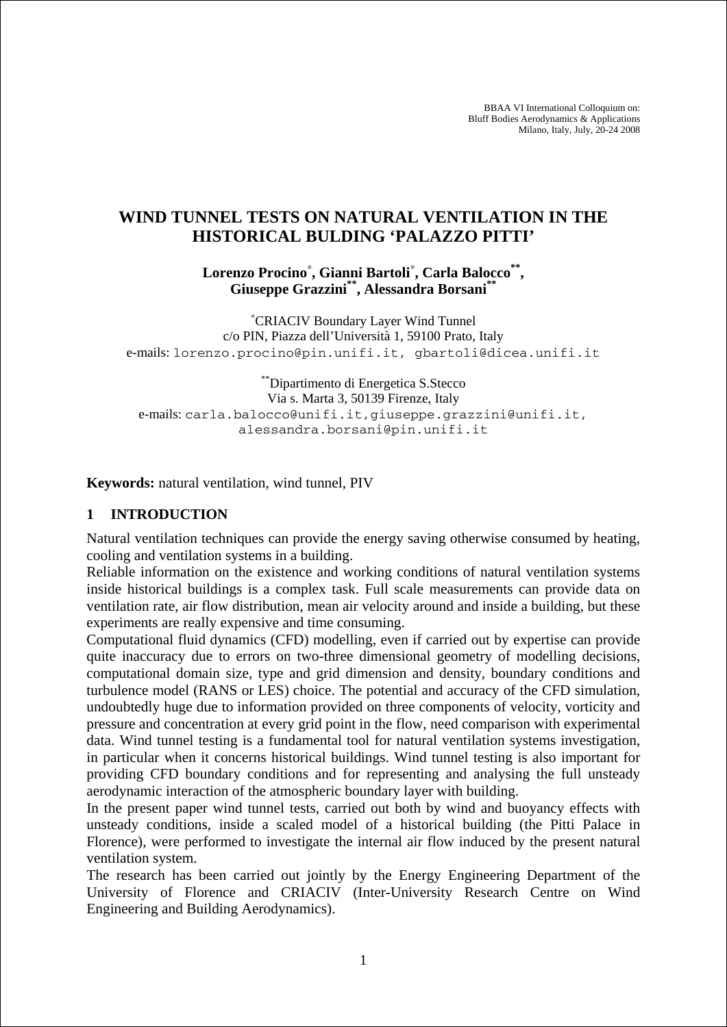# WIND TUNNEL TESTS ON NATURAL VENTILATION IN THE HISTORICAL BULDING 'PALAZZO PITTI'

**Lorenzo Procino[*], Gianni Bartoli[*], Carla Balocco[**], Giuseppe Grazzini[**], Alessandra Borsani[**]**

[*]CRIACIV Boundary Layer Wind Tunnel
c/o PIN, Piazza dell'Università 1, 59100 Prato, Italy
e-mails: lorenzo.procino@pin.unifi.it, gbartoli@dicea.unifi.it

[**]Dipartimento di Energetica S.Stecco
Via s. Marta 3, 50139 Firenze, Italy
e-mails: carla.balocco@unifi.it, giuseppe.grazzini@unifi.it, alessandra.borsani@pin.unifi.it

**Keywords:** natural ventilation, wind tunnel, PIV

## 1 INTRODUCTION

Natural ventilation techniques can provide the energy saving otherwise consumed by heating, cooling and ventilation systems in a building.

Reliable information on the existence and working conditions of natural ventilation systems inside historical buildings is a complex task. Full scale measurements can provide data on ventilation rate, air flow distribution, mean air velocity around and inside a building, but these experiments are really expensive and time consuming.

Computational fluid dynamics (CFD) modelling, even if carried out by expertise can provide quite inaccuracy due to errors on two-three dimensional geometry of modelling decisions, computational domain size, type and grid dimension and density, boundary conditions and turbulence model (RANS or LES) choice. The potential and accuracy of the CFD simulation, undoubtedly huge due to information provided on three components of velocity, vorticity and pressure and concentration at every grid point in the flow, need comparison with experimental data. Wind tunnel testing is a fundamental tool for natural ventilation systems investigation, in particular when it concerns historical buildings. Wind tunnel testing is also important for providing CFD boundary conditions and for representing and analysing the full unsteady aerodynamic interaction of the atmospheric boundary layer with building.

In the present paper wind tunnel tests, carried out both by wind and buoyancy effects with unsteady conditions, inside a scaled model of a historical building (the Pitti Palace in Florence), were performed to investigate the internal air flow induced by the present natural ventilation system.

The research has been carried out jointly by the Energy Engineering Department of the University of Florence and CRIACIV (Inter-University Research Centre on Wind Engineering and Building Aerodynamics).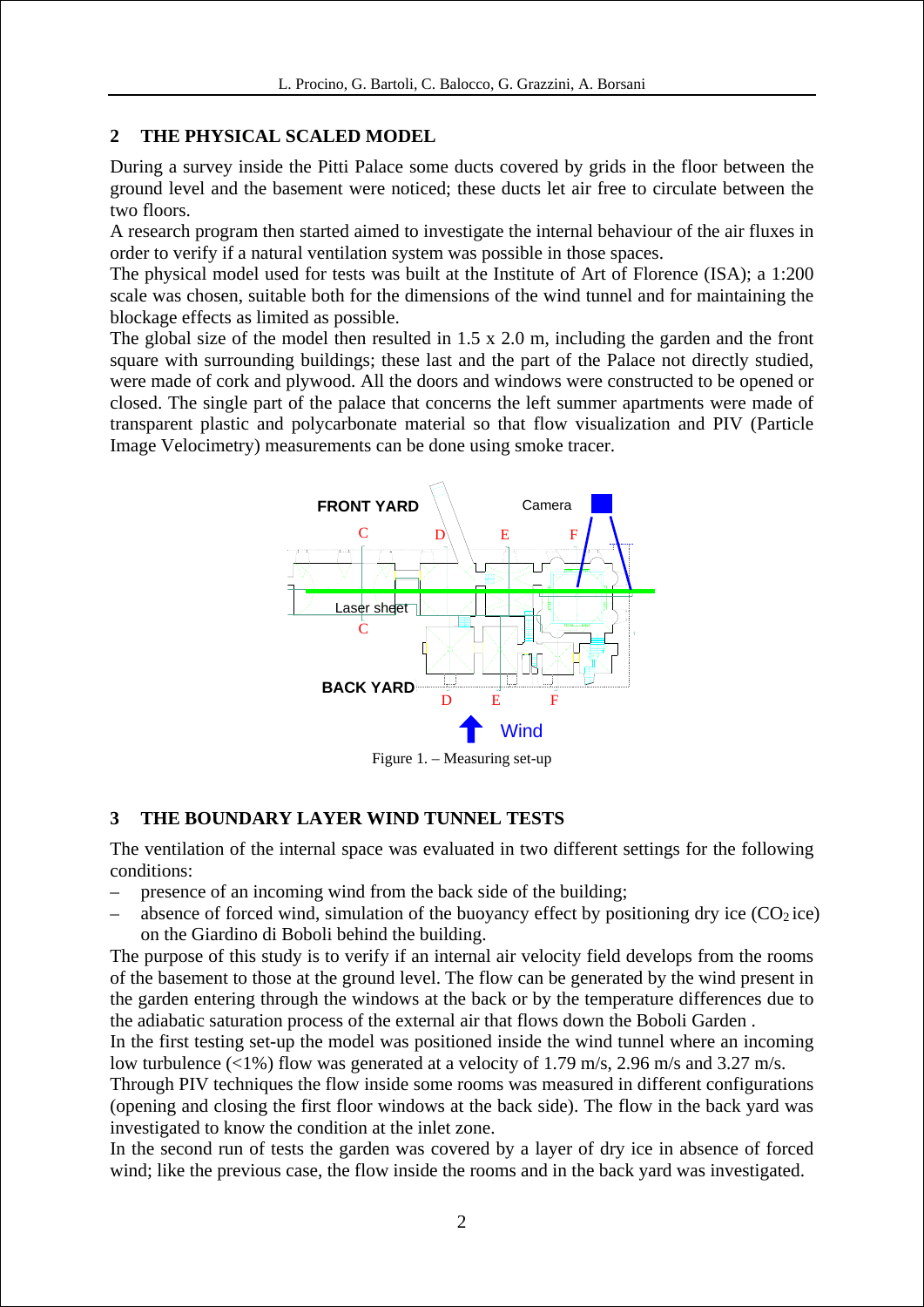## 2 THE PHYSICAL SCALED MODEL

During a survey inside the Pitti Palace some ducts covered by grids in the floor between the ground level and the basement were noticed; these ducts let air free to circulate between the two floors.

A research program then started aimed to investigate the internal behaviour of the air fluxes in order to verify if a natural ventilation system was possible in those spaces.

The physical model used for tests was built at the Institute of Art of Florence (ISA); a 1:200 scale was chosen, suitable both for the dimensions of the wind tunnel and for maintaining the blockage effects as limited as possible.

The global size of the model then resulted in 1.5 x 2.0 m, including the garden and the front square with surrounding buildings; these last and the part of the Palace not directly studied, were made of cork and plywood. All the doors and windows were constructed to be opened or closed. The single part of the palace that concerns the left summer apartments were made of transparent plastic and polycarbonate material so that flow visualization and PIV (Particle Image Velocimetry) measurements can be done using smoke tracer.

Figure 1. – Measuring set-up

## 3 THE BOUNDARY LAYER WIND TUNNEL TESTS

The ventilation of the internal space was evaluated in two different settings for the following conditions:

- presence of an incoming wind from the back side of the building;
- absence of forced wind, simulation of the buoyancy effect by positioning dry ice ($CO_2$ ice) on the Giardino di Boboli behind the building.

The purpose of this study is to verify if an internal air velocity field develops from the rooms of the basement to those at the ground level. The flow can be generated by the wind present in the garden entering through the windows at the back or by the temperature differences due to the adiabatic saturation process of the external air that flows down the Boboli Garden .

In the first testing set-up the model was positioned inside the wind tunnel where an incoming low turbulence (<1%) flow was generated at a velocity of 1.79 m/s, 2.96 m/s and 3.27 m/s.

Through PIV techniques the flow inside some rooms was measured in different configurations (opening and closing the first floor windows at the back side). The flow in the back yard was investigated to know the condition at the inlet zone.

In the second run of tests the garden was covered by a layer of dry ice in absence of forced wind; like the previous case, the flow inside the rooms and in the back yard was investigated.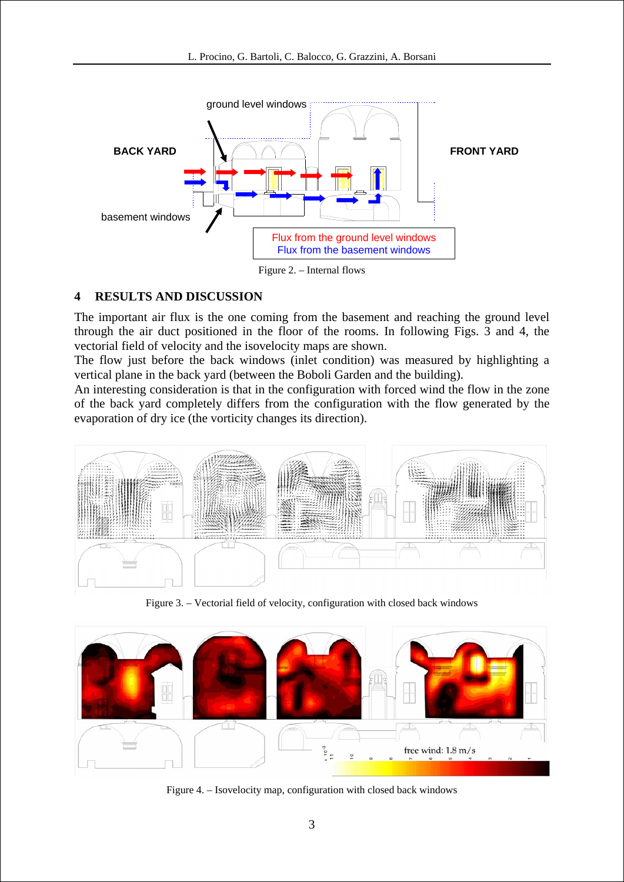Figure 2. – Internal flows

## 4 RESULTS AND DISCUSSION

The important air flux is the one coming from the basement and reaching the ground level through the air duct positioned in the floor of the rooms. In following Figs. 3 and 4, the vectorial field of velocity and the isovelocity maps are shown.

The flow just before the back windows (inlet condition) was measured by highlighting a vertical plane in the back yard (between the Boboli Garden and the building).

An interesting consideration is that in the configuration with forced wind the flow in the zone of the back yard completely differs from the configuration with the flow generated by the evaporation of dry ice (the vorticity changes its direction).

Figure 3. – Vectorial field of velocity, configuration with closed back windows

Figure 4. – Isovelocity map, configuration with closed back windows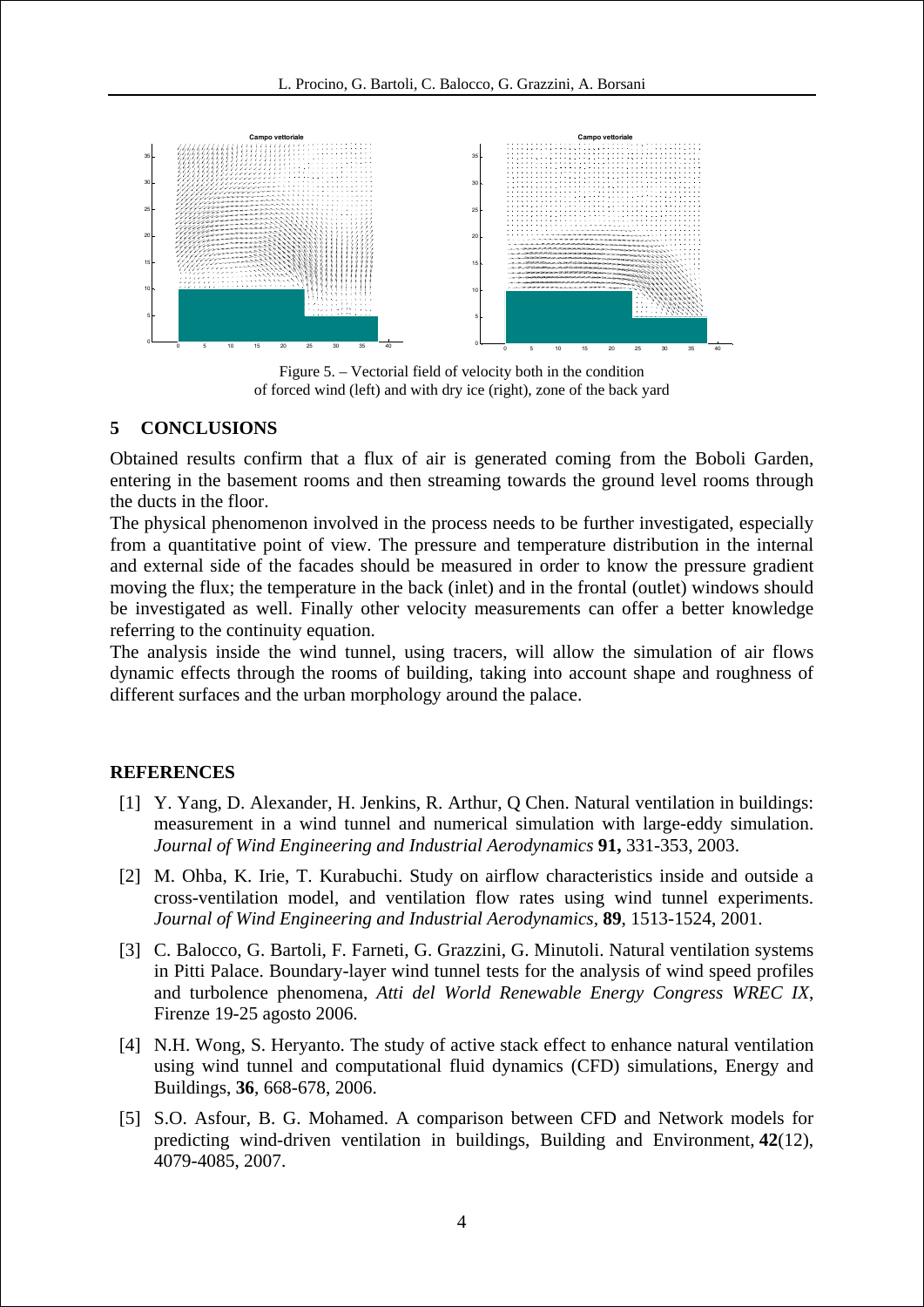Campo vettoriale

35
30
25
20
15
10
5
0
0 5 10 15 20 25 30 35 40

Campo vettoriale

35
30
25
20
15
10
5
0
0 5 10 15 20 25 30 35 40

Figure 5. – Vectorial field of velocity both in the condition of forced wind (left) and with dry ice (right), zone of the back yard

## 5 CONCLUSIONS

Obtained results confirm that a flux of air is generated coming from the Boboli Garden, entering in the basement rooms and then streaming towards the ground level rooms through the ducts in the floor.

The physical phenomenon involved in the process needs to be further investigated, especially from a quantitative point of view. The pressure and temperature distribution in the internal and external side of the facades should be measured in order to know the pressure gradient moving the flux; the temperature in the back (inlet) and in the frontal (outlet) windows should be investigated as well. Finally other velocity measurements can offer a better knowledge referring to the continuity equation.

The analysis inside the wind tunnel, using tracers, will allow the simulation of air flows dynamic effects through the rooms of building, taking into account shape and roughness of different surfaces and the urban morphology around the palace.

## REFERENCES

[1] Y. Yang, D. Alexander, H. Jenkins, R. Arthur, Q Chen. Natural ventilation in buildings: measurement in a wind tunnel and numerical simulation with large-eddy simulation. *Journal of Wind Engineering and Industrial Aerodynamics* **91,** 331-353, 2003.

[2] M. Ohba, K. Irie, T. Kurabuchi. Study on airflow characteristics inside and outside a cross-ventilation model, and ventilation flow rates using wind tunnel experiments. *Journal of Wind Engineering and Industrial Aerodynamics*, **89**, 1513-1524, 2001.

[3] C. Balocco, G. Bartoli, F. Farneti, G. Grazzini, G. Minutoli. Natural ventilation systems in Pitti Palace. Boundary-layer wind tunnel tests for the analysis of wind speed profiles and turbolence phenomena, *Atti del World Renewable Energy Congress WREC IX*, Firenze 19-25 agosto 2006.

[4] N.H. Wong, S. Heryanto. The study of active stack effect to enhance natural ventilation using wind tunnel and computational fluid dynamics (CFD) simulations, Energy and Buildings, **36**, 668-678, 2006.

[5] S.O. Asfour, B. G. Mohamed. A comparison between CFD and Network models for predicting wind-driven ventilation in buildings, Building and Environment, **42**(12), 4079-4085, 2007.